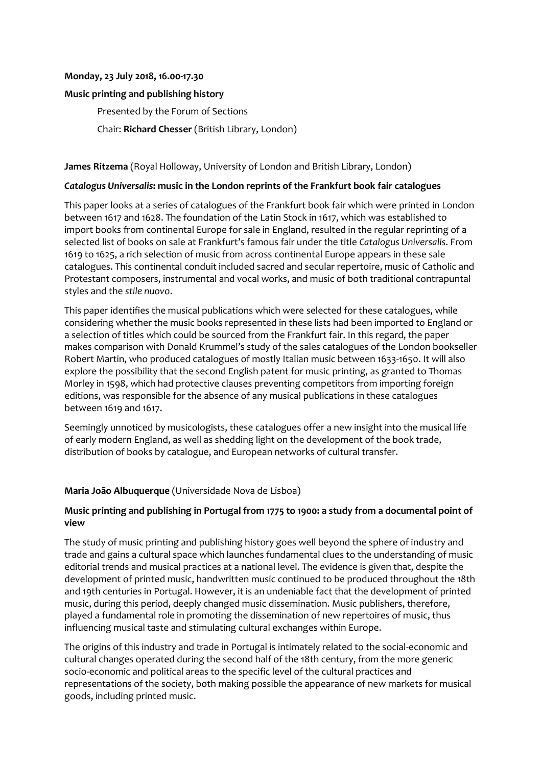**Monday, 23 July 2018, 16.00-17.30**

**Music printing and publishing history**

Presented by the Forum of Sections

Chair: **Richard Chesser** (British Library, London)

**James Ritzema** (Royal Holloway, University of London and British Library, London)

***Catalogus Universalis*: music in the London reprints of the Frankfurt book fair catalogues**

This paper looks at a series of catalogues of the Frankfurt book fair which were printed in London between 1617 and 1628. The foundation of the Latin Stock in 1617, which was established to import books from continental Europe for sale in England, resulted in the regular reprinting of a selected list of books on sale at Frankfurt's famous fair under the title *Catalogus Universalis*. From 1619 to 1625, a rich selection of music from across continental Europe appears in these sale catalogues. This continental conduit included sacred and secular repertoire, music of Catholic and Protestant composers, instrumental and vocal works, and music of both traditional contrapuntal styles and the *stile nuovo*.

This paper identifies the musical publications which were selected for these catalogues, while considering whether the music books represented in these lists had been imported to England or a selection of titles which could be sourced from the Frankfurt fair. In this regard, the paper makes comparison with Donald Krummel's study of the sales catalogues of the London bookseller Robert Martin, who produced catalogues of mostly Italian music between 1633-1650. It will also explore the possibility that the second English patent for music printing, as granted to Thomas Morley in 1598, which had protective clauses preventing competitors from importing foreign editions, was responsible for the absence of any musical publications in these catalogues between 1619 and 1617.

Seemingly unnoticed by musicologists, these catalogues offer a new insight into the musical life of early modern England, as well as shedding light on the development of the book trade, distribution of books by catalogue, and European networks of cultural transfer.

**Maria João Albuquerque** (Universidade Nova de Lisboa)

**Music printing and publishing in Portugal from 1775 to 1900: a study from a documental point of view**

The study of music printing and publishing history goes well beyond the sphere of industry and trade and gains a cultural space which launches fundamental clues to the understanding of music editorial trends and musical practices at a national level. The evidence is given that, despite the development of printed music, handwritten music continued to be produced throughout the 18th and 19th centuries in Portugal. However, it is an undeniable fact that the development of printed music, during this period, deeply changed music dissemination. Music publishers, therefore, played a fundamental role in promoting the dissemination of new repertoires of music, thus influencing musical taste and stimulating cultural exchanges within Europe.

The origins of this industry and trade in Portugal is intimately related to the social-economic and cultural changes operated during the second half of the 18th century, from the more generic socio-economic and political areas to the specific level of the cultural practices and representations of the society, both making possible the appearance of new markets for musical goods, including printed music.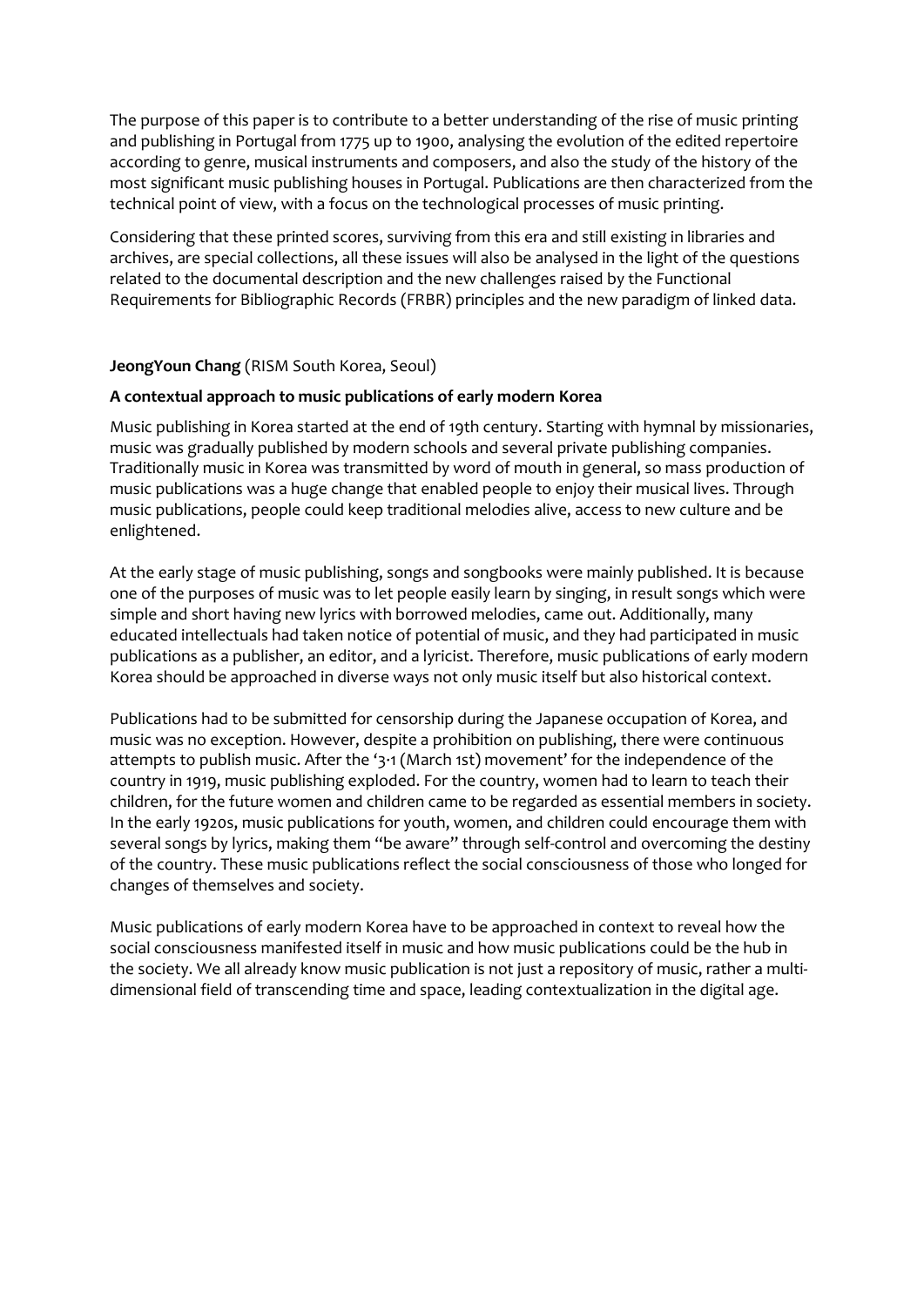The purpose of this paper is to contribute to a better understanding of the rise of music printing and publishing in Portugal from 1775 up to 1900, analysing the evolution of the edited repertoire according to genre, musical instruments and composers, and also the study of the history of the most significant music publishing houses in Portugal. Publications are then characterized from the technical point of view, with a focus on the technological processes of music printing.

Considering that these printed scores, surviving from this era and still existing in libraries and archives, are special collections, all these issues will also be analysed in the light of the questions related to the documental description and the new challenges raised by the Functional Requirements for Bibliographic Records (FRBR) principles and the new paradigm of linked data.

**JeongYoun Chang** (RISM South Korea, Seoul)

**A contextual approach to music publications of early modern Korea**

Music publishing in Korea started at the end of 19th century. Starting with hymnal by missionaries, music was gradually published by modern schools and several private publishing companies. Traditionally music in Korea was transmitted by word of mouth in general, so mass production of music publications was a huge change that enabled people to enjoy their musical lives. Through music publications, people could keep traditional melodies alive, access to new culture and be enlightened.

At the early stage of music publishing, songs and songbooks were mainly published. It is because one of the purposes of music was to let people easily learn by singing, in result songs which were simple and short having new lyrics with borrowed melodies, came out. Additionally, many educated intellectuals had taken notice of potential of music, and they had participated in music publications as a publisher, an editor, and a lyricist. Therefore, music publications of early modern Korea should be approached in diverse ways not only music itself but also historical context.

Publications had to be submitted for censorship during the Japanese occupation of Korea, and music was no exception. However, despite a prohibition on publishing, there were continuous attempts to publish music. After the '3·1 (March 1st) movement' for the independence of the country in 1919, music publishing exploded. For the country, women had to learn to teach their children, for the future women and children came to be regarded as essential members in society. In the early 1920s, music publications for youth, women, and children could encourage them with several songs by lyrics, making them "be aware" through self-control and overcoming the destiny of the country. These music publications reflect the social consciousness of those who longed for changes of themselves and society.

Music publications of early modern Korea have to be approached in context to reveal how the social consciousness manifested itself in music and how music publications could be the hub in the society. We all already know music publication is not just a repository of music, rather a multi-dimensional field of transcending time and space, leading contextualization in the digital age.